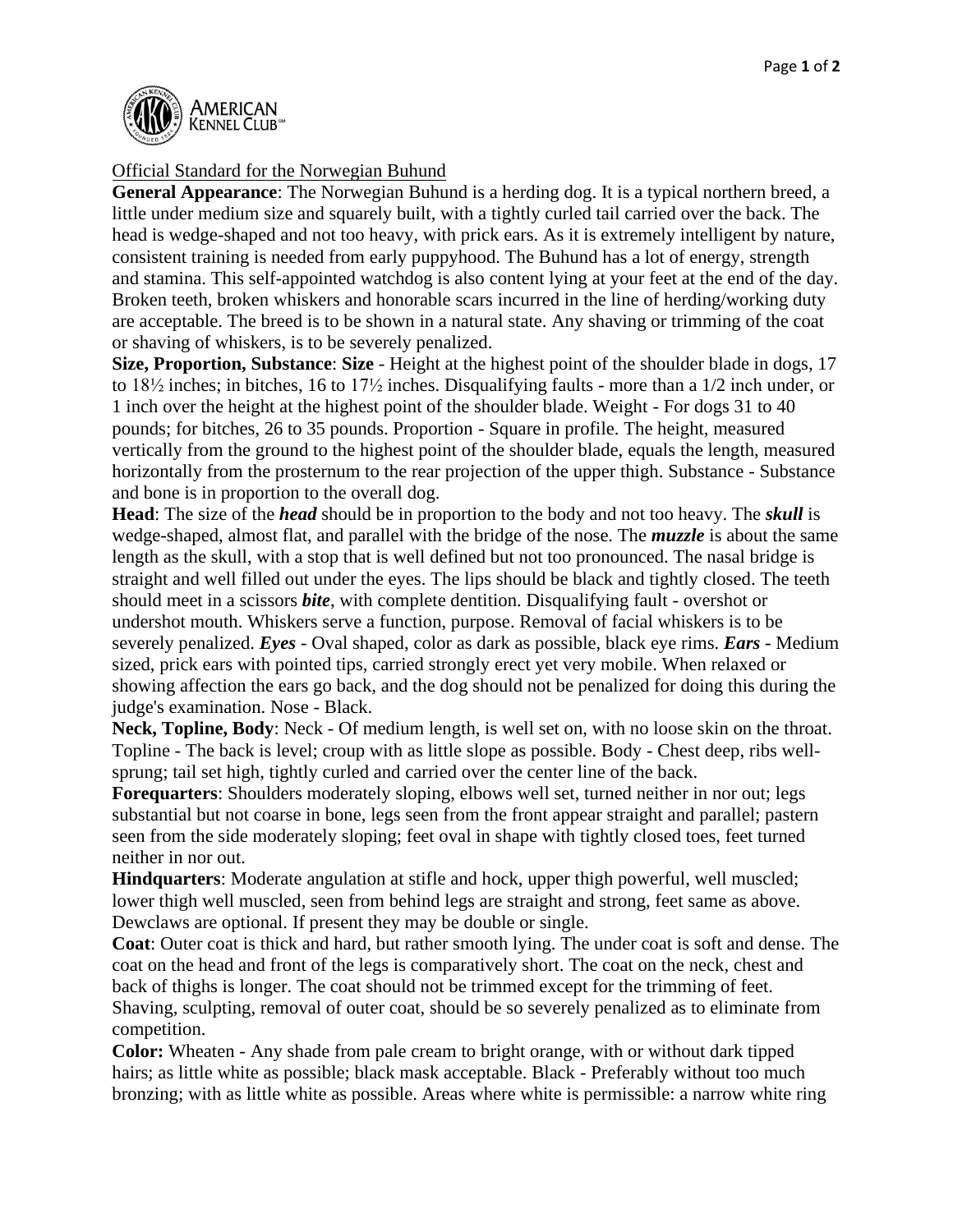Official Standard for the Norwegian Buhund

**General Appearance**: The Norwegian Buhund is a herding dog. It is a typical northern breed, a little under medium size and squarely built, with a tightly curled tail carried over the back. The head is wedge-shaped and not too heavy, with prick ears. As it is extremely intelligent by nature, consistent training is needed from early puppyhood. The Buhund has a lot of energy, strength and stamina. This self-appointed watchdog is also content lying at your feet at the end of the day. Broken teeth, broken whiskers and honorable scars incurred in the line of herding/working duty are acceptable. The breed is to be shown in a natural state. Any shaving or trimming of the coat or shaving of whiskers, is to be severely penalized.

**Size, Proportion, Substance**: **Size** - Height at the highest point of the shoulder blade in dogs, 17 to 18½ inches; in bitches, 16 to 17½ inches. Disqualifying faults - more than a 1/2 inch under, or 1 inch over the height at the highest point of the shoulder blade. Weight - For dogs 31 to 40 pounds; for bitches, 26 to 35 pounds. Proportion - Square in profile. The height, measured vertically from the ground to the highest point of the shoulder blade, equals the length, measured horizontally from the prosternum to the rear projection of the upper thigh. Substance - Substance and bone is in proportion to the overall dog.

**Head**: The size of the ***head*** should be in proportion to the body and not too heavy. The ***skull*** is wedge-shaped, almost flat, and parallel with the bridge of the nose. The ***muzzle*** is about the same length as the skull, with a stop that is well defined but not too pronounced. The nasal bridge is straight and well filled out under the eyes. The lips should be black and tightly closed. The teeth should meet in a scissors ***bite***, with complete dentition. Disqualifying fault - overshot or undershot mouth. Whiskers serve a function, purpose. Removal of facial whiskers is to be severely penalized. ***Eyes*** - Oval shaped, color as dark as possible, black eye rims. ***Ears*** - Medium sized, prick ears with pointed tips, carried strongly erect yet very mobile. When relaxed or showing affection the ears go back, and the dog should not be penalized for doing this during the judge's examination. Nose - Black.

**Neck, Topline, Body**: Neck - Of medium length, is well set on, with no loose skin on the throat. Topline - The back is level; croup with as little slope as possible. Body - Chest deep, ribs well-sprung; tail set high, tightly curled and carried over the center line of the back.

**Forequarters**: Shoulders moderately sloping, elbows well set, turned neither in nor out; legs substantial but not coarse in bone, legs seen from the front appear straight and parallel; pastern seen from the side moderately sloping; feet oval in shape with tightly closed toes, feet turned neither in nor out.

**Hindquarters**: Moderate angulation at stifle and hock, upper thigh powerful, well muscled; lower thigh well muscled, seen from behind legs are straight and strong, feet same as above. Dewclaws are optional. If present they may be double or single.

**Coat**: Outer coat is thick and hard, but rather smooth lying. The under coat is soft and dense. The coat on the head and front of the legs is comparatively short. The coat on the neck, chest and back of thighs is longer. The coat should not be trimmed except for the trimming of feet. Shaving, sculpting, removal of outer coat, should be so severely penalized as to eliminate from competition.

**Color:** Wheaten - Any shade from pale cream to bright orange, with or without dark tipped hairs; as little white as possible; black mask acceptable. Black - Preferably without too much bronzing; with as little white as possible. Areas where white is permissible: a narrow white ring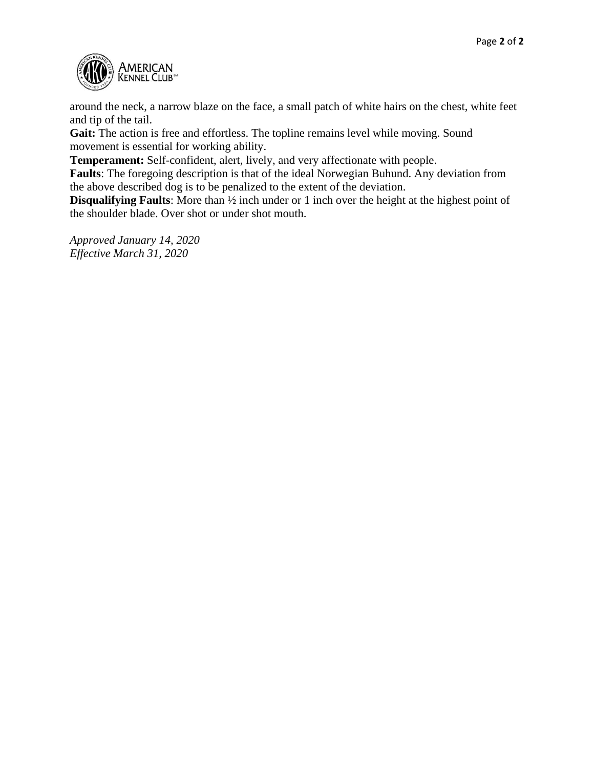around the neck, a narrow blaze on the face, a small patch of white hairs on the chest, white feet and tip of the tail.

**Gait:** The action is free and effortless. The topline remains level while moving. Sound movement is essential for working ability.

**Temperament:** Self-confident, alert, lively, and very affectionate with people.

**Faults**: The foregoing description is that of the ideal Norwegian Buhund. Any deviation from the above described dog is to be penalized to the extent of the deviation.

**Disqualifying Faults**: More than ½ inch under or 1 inch over the height at the highest point of the shoulder blade. Over shot or under shot mouth.

*Approved January 14, 2020*
*Effective March 31, 2020*